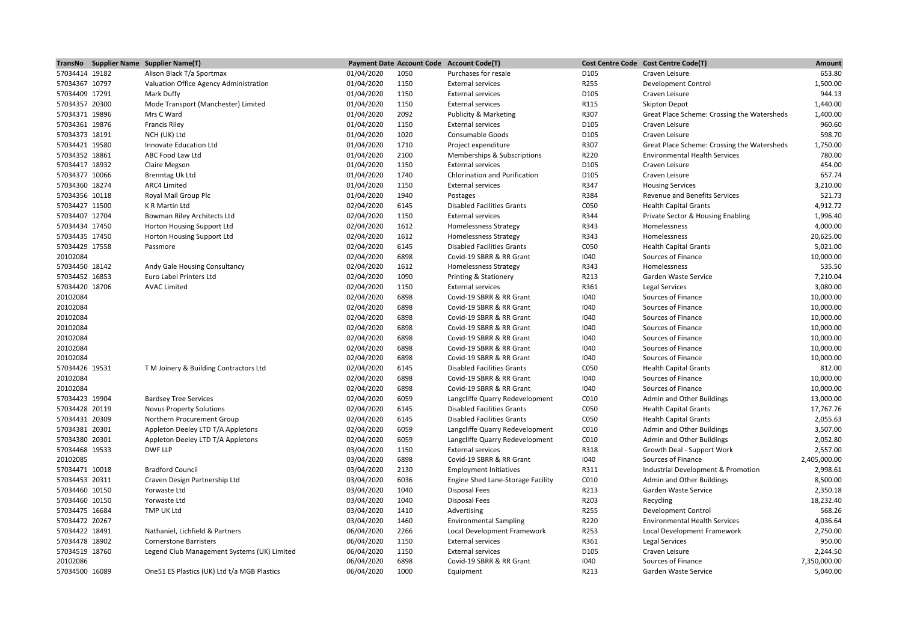| TransNo | Supplier Name | Supplier Name(T) | Payment Date | Account Code | Account Code(T) | Cost Centre Code | Cost Centre Code(T) | Amount |
|---|---|---|---|---|---|---|---|---|
| 57034414 | 19182 | Alison Black T/a Sportmax | 01/04/2020 | 1050 | Purchases for resale | D105 | Craven Leisure | 653.80 |
| 57034367 | 10797 | Valuation Office Agency Administration | 01/04/2020 | 1150 | External services | R255 | Development Control | 1,500.00 |
| 57034409 | 17291 | Mark Duffy | 01/04/2020 | 1150 | External services | D105 | Craven Leisure | 944.13 |
| 57034357 | 20300 | Mode Transport (Manchester) Limited | 01/04/2020 | 1150 | External services | R115 | Skipton Depot | 1,440.00 |
| 57034371 | 19896 | Mrs C Ward | 01/04/2020 | 2092 | Publicity & Marketing | R307 | Great Place Scheme: Crossing the Watersheds | 1,400.00 |
| 57034361 | 19876 | Francis Riley | 01/04/2020 | 1150 | External services | D105 | Craven Leisure | 960.60 |
| 57034373 | 18191 | NCH (UK) Ltd | 01/04/2020 | 1020 | Consumable Goods | D105 | Craven Leisure | 598.70 |
| 57034421 | 19580 | Innovate Education Ltd | 01/04/2020 | 1710 | Project expenditure | R307 | Great Place Scheme: Crossing the Watersheds | 1,750.00 |
| 57034352 | 18861 | ABC Food Law Ltd | 01/04/2020 | 2100 | Memberships & Subscriptions | R220 | Environmental Health Services | 780.00 |
| 57034417 | 18932 | Claire Megson | 01/04/2020 | 1150 | External services | D105 | Craven Leisure | 454.00 |
| 57034377 | 10066 | Brenntag Uk Ltd | 01/04/2020 | 1740 | Chlorination and Purification | D105 | Craven Leisure | 657.74 |
| 57034360 | 18274 | ARC4 Limited | 01/04/2020 | 1150 | External services | R347 | Housing Services | 3,210.00 |
| 57034356 | 10118 | Royal Mail Group Plc | 01/04/2020 | 1940 | Postages | R384 | Revenue and Benefits Services | 521.73 |
| 57034427 | 11500 | K R Martin Ltd | 02/04/2020 | 6145 | Disabled Facilities Grants | C050 | Health Capital Grants | 4,912.72 |
| 57034407 | 12704 | Bowman Riley Architects Ltd | 02/04/2020 | 1150 | External services | R344 | Private Sector & Housing Enabling | 1,996.40 |
| 57034434 | 17450 | Horton Housing Support Ltd | 02/04/2020 | 1612 | Homelessness Strategy | R343 | Homelessness | 4,000.00 |
| 57034435 | 17450 | Horton Housing Support Ltd | 02/04/2020 | 1612 | Homelessness Strategy | R343 | Homelessness | 20,625.00 |
| 57034429 | 17558 | Passmore | 02/04/2020 | 6145 | Disabled Facilities Grants | C050 | Health Capital Grants | 5,021.00 |
| 20102084 | | | 02/04/2020 | 6898 | Covid-19 SBRR & RR Grant | I040 | Sources of Finance | 10,000.00 |
| 57034450 | 18142 | Andy Gale Housing Consultancy | 02/04/2020 | 1612 | Homelessness Strategy | R343 | Homelessness | 535.50 |
| 57034452 | 16853 | Euro Label Printers Ltd | 02/04/2020 | 1090 | Printing & Stationery | R213 | Garden Waste Service | 7,210.04 |
| 57034420 | 18706 | AVAC Limited | 02/04/2020 | 1150 | External services | R361 | Legal Services | 3,080.00 |
| 20102084 | | | 02/04/2020 | 6898 | Covid-19 SBRR & RR Grant | I040 | Sources of Finance | 10,000.00 |
| 20102084 | | | 02/04/2020 | 6898 | Covid-19 SBRR & RR Grant | I040 | Sources of Finance | 10,000.00 |
| 20102084 | | | 02/04/2020 | 6898 | Covid-19 SBRR & RR Grant | I040 | Sources of Finance | 10,000.00 |
| 20102084 | | | 02/04/2020 | 6898 | Covid-19 SBRR & RR Grant | I040 | Sources of Finance | 10,000.00 |
| 20102084 | | | 02/04/2020 | 6898 | Covid-19 SBRR & RR Grant | I040 | Sources of Finance | 10,000.00 |
| 20102084 | | | 02/04/2020 | 6898 | Covid-19 SBRR & RR Grant | I040 | Sources of Finance | 10,000.00 |
| 20102084 | | | 02/04/2020 | 6898 | Covid-19 SBRR & RR Grant | I040 | Sources of Finance | 10,000.00 |
| 57034426 | 19531 | T M Joinery & Building Contractors Ltd | 02/04/2020 | 6145 | Disabled Facilities Grants | C050 | Health Capital Grants | 812.00 |
| 20102084 | | | 02/04/2020 | 6898 | Covid-19 SBRR & RR Grant | I040 | Sources of Finance | 10,000.00 |
| 20102084 | | | 02/04/2020 | 6898 | Covid-19 SBRR & RR Grant | I040 | Sources of Finance | 10,000.00 |
| 57034423 | 19904 | Bardsey Tree Services | 02/04/2020 | 6059 | Langcliffe Quarry Redevelopment | C010 | Admin and Other Buildings | 13,000.00 |
| 57034428 | 20119 | Novus Property Solutions | 02/04/2020 | 6145 | Disabled Facilities Grants | C050 | Health Capital Grants | 17,767.76 |
| 57034431 | 20309 | Northern Procurement Group | 02/04/2020 | 6145 | Disabled Facilities Grants | C050 | Health Capital Grants | 2,055.63 |
| 57034381 | 20301 | Appleton Deeley LTD T/A Appletons | 02/04/2020 | 6059 | Langcliffe Quarry Redevelopment | C010 | Admin and Other Buildings | 3,507.00 |
| 57034380 | 20301 | Appleton Deeley LTD T/A Appletons | 02/04/2020 | 6059 | Langcliffe Quarry Redevelopment | C010 | Admin and Other Buildings | 2,052.80 |
| 57034468 | 19533 | DWF LLP | 03/04/2020 | 1150 | External services | R318 | Growth Deal - Support Work | 2,557.00 |
| 20102085 | | | 03/04/2020 | 6898 | Covid-19 SBRR & RR Grant | I040 | Sources of Finance | 2,405,000.00 |
| 57034471 | 10018 | Bradford Council | 03/04/2020 | 2130 | Employment Initiatives | R311 | Industrial Development & Promotion | 2,998.61 |
| 57034453 | 20311 | Craven Design Partnership Ltd | 03/04/2020 | 6036 | Engine Shed Lane-Storage Facility | C010 | Admin and Other Buildings | 8,500.00 |
| 57034460 | 10150 | Yorwaste Ltd | 03/04/2020 | 1040 | Disposal Fees | R213 | Garden Waste Service | 2,350.18 |
| 57034460 | 10150 | Yorwaste Ltd | 03/04/2020 | 1040 | Disposal Fees | R203 | Recycling | 18,232.40 |
| 57034475 | 16684 | TMP UK Ltd | 03/04/2020 | 1410 | Advertising | R255 | Development Control | 568.26 |
| 57034472 | 20267 | | 03/04/2020 | 1460 | Environmental Sampling | R220 | Environmental Health Services | 4,036.64 |
| 57034422 | 18491 | Nathaniel, Lichfield & Partners | 06/04/2020 | 2266 | Local Development Framework | R253 | Local Development Framework | 2,750.00 |
| 57034478 | 18902 | Cornerstone Barristers | 06/04/2020 | 1150 | External services | R361 | Legal Services | 950.00 |
| 57034519 | 18760 | Legend Club Management Systems (UK) Limited | 06/04/2020 | 1150 | External services | D105 | Craven Leisure | 2,244.50 |
| 20102086 | | | 06/04/2020 | 6898 | Covid-19 SBRR & RR Grant | I040 | Sources of Finance | 7,350,000.00 |
| 57034500 | 16089 | One51 ES Plastics (UK) Ltd t/a MGB Plastics | 06/04/2020 | 1000 | Equipment | R213 | Garden Waste Service | 5,040.00 |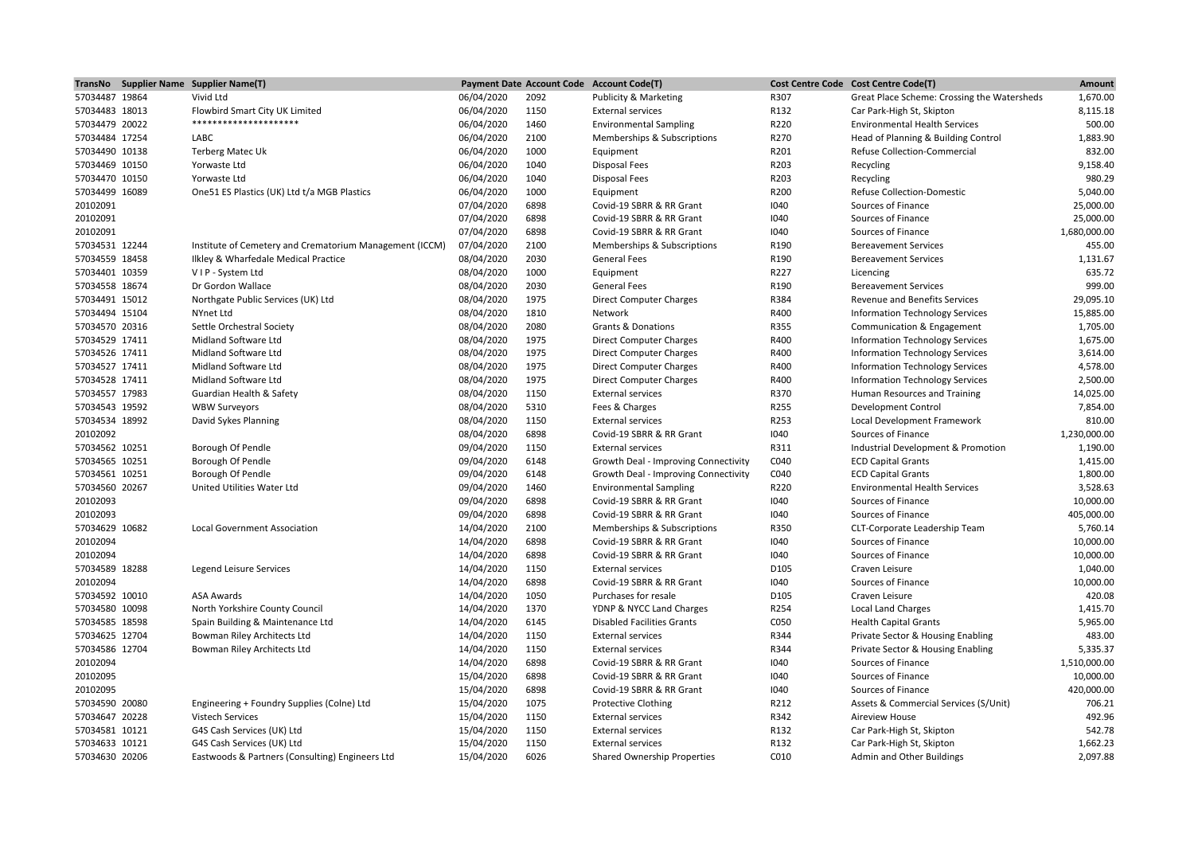| TransNo | Supplier Name | Supplier Name(T) | Payment Date | Account Code | Account Code(T) | Cost Centre Code | Cost Centre Code(T) | Amount |
|---|---|---|---|---|---|---|---|---|
| 57034487 | 19864 | Vivid Ltd | 06/04/2020 | 2092 | Publicity & Marketing | R307 | Great Place Scheme: Crossing the Watersheds | 1,670.00 |
| 57034483 | 18013 | Flowbird Smart City UK Limited | 06/04/2020 | 1150 | External services | R132 | Car Park-High St, Skipton | 8,115.18 |
| 57034479 | 20022 | ******************** | 06/04/2020 | 1460 | Environmental Sampling | R220 | Environmental Health Services | 500.00 |
| 57034484 | 17254 | LABC | 06/04/2020 | 2100 | Memberships & Subscriptions | R270 | Head of Planning & Building Control | 1,883.90 |
| 57034490 | 10138 | Terberg Matec Uk | 06/04/2020 | 1000 | Equipment | R201 | Refuse Collection-Commercial | 832.00 |
| 57034469 | 10150 | Yorwaste Ltd | 06/04/2020 | 1040 | Disposal Fees | R203 | Recycling | 9,158.40 |
| 57034470 | 10150 | Yorwaste Ltd | 06/04/2020 | 1040 | Disposal Fees | R203 | Recycling | 980.29 |
| 57034499 | 16089 | One51 ES Plastics (UK) Ltd t/a MGB Plastics | 06/04/2020 | 1000 | Equipment | R200 | Refuse Collection-Domestic | 5,040.00 |
| 20102091 | | | 07/04/2020 | 6898 | Covid-19 SBRR & RR Grant | I040 | Sources of Finance | 25,000.00 |
| 20102091 | | | 07/04/2020 | 6898 | Covid-19 SBRR & RR Grant | I040 | Sources of Finance | 25,000.00 |
| 20102091 | | | 07/04/2020 | 6898 | Covid-19 SBRR & RR Grant | I040 | Sources of Finance | 1,680,000.00 |
| 57034531 | 12244 | Institute of Cemetery and Crematorium Management (ICCM) | 07/04/2020 | 2100 | Memberships & Subscriptions | R190 | Bereavement Services | 455.00 |
| 57034559 | 18458 | Ilkley & Wharfedale Medical Practice | 08/04/2020 | 2030 | General Fees | R190 | Bereavement Services | 1,131.67 |
| 57034401 | 10359 | V I P - System Ltd | 08/04/2020 | 1000 | Equipment | R227 | Licencing | 635.72 |
| 57034558 | 18674 | Dr Gordon Wallace | 08/04/2020 | 2030 | General Fees | R190 | Bereavement Services | 999.00 |
| 57034491 | 15012 | Northgate Public Services (UK) Ltd | 08/04/2020 | 1975 | Direct Computer Charges | R384 | Revenue and Benefits Services | 29,095.10 |
| 57034494 | 15104 | NYnet Ltd | 08/04/2020 | 1810 | Network | R400 | Information Technology Services | 15,885.00 |
| 57034570 | 20316 | Settle Orchestral Society | 08/04/2020 | 2080 | Grants & Donations | R355 | Communication & Engagement | 1,705.00 |
| 57034529 | 17411 | Midland Software Ltd | 08/04/2020 | 1975 | Direct Computer Charges | R400 | Information Technology Services | 1,675.00 |
| 57034526 | 17411 | Midland Software Ltd | 08/04/2020 | 1975 | Direct Computer Charges | R400 | Information Technology Services | 3,614.00 |
| 57034527 | 17411 | Midland Software Ltd | 08/04/2020 | 1975 | Direct Computer Charges | R400 | Information Technology Services | 4,578.00 |
| 57034528 | 17411 | Midland Software Ltd | 08/04/2020 | 1975 | Direct Computer Charges | R400 | Information Technology Services | 2,500.00 |
| 57034557 | 17983 | Guardian Health & Safety | 08/04/2020 | 1150 | External services | R370 | Human Resources and Training | 14,025.00 |
| 57034543 | 19592 | WBW Surveyors | 08/04/2020 | 5310 | Fees & Charges | R255 | Development Control | 7,854.00 |
| 57034534 | 18992 | David Sykes Planning | 08/04/2020 | 1150 | External services | R253 | Local Development Framework | 810.00 |
| 20102092 | | | 08/04/2020 | 6898 | Covid-19 SBRR & RR Grant | I040 | Sources of Finance | 1,230,000.00 |
| 57034562 | 10251 | Borough Of Pendle | 09/04/2020 | 1150 | External services | R311 | Industrial Development & Promotion | 1,190.00 |
| 57034565 | 10251 | Borough Of Pendle | 09/04/2020 | 6148 | Growth Deal - Improving Connectivity | C040 | ECD Capital Grants | 1,415.00 |
| 57034561 | 10251 | Borough Of Pendle | 09/04/2020 | 6148 | Growth Deal - Improving Connectivity | C040 | ECD Capital Grants | 1,800.00 |
| 57034560 | 20267 | United Utilities Water Ltd | 09/04/2020 | 1460 | Environmental Sampling | R220 | Environmental Health Services | 3,528.63 |
| 20102093 | | | 09/04/2020 | 6898 | Covid-19 SBRR & RR Grant | I040 | Sources of Finance | 10,000.00 |
| 20102093 | | | 09/04/2020 | 6898 | Covid-19 SBRR & RR Grant | I040 | Sources of Finance | 405,000.00 |
| 57034629 | 10682 | Local Government Association | 14/04/2020 | 2100 | Memberships & Subscriptions | R350 | CLT-Corporate Leadership Team | 5,760.14 |
| 20102094 | | | 14/04/2020 | 6898 | Covid-19 SBRR & RR Grant | I040 | Sources of Finance | 10,000.00 |
| 20102094 | | | 14/04/2020 | 6898 | Covid-19 SBRR & RR Grant | I040 | Sources of Finance | 10,000.00 |
| 57034589 | 18288 | Legend Leisure Services | 14/04/2020 | 1150 | External services | D105 | Craven Leisure | 1,040.00 |
| 20102094 | | | 14/04/2020 | 6898 | Covid-19 SBRR & RR Grant | I040 | Sources of Finance | 10,000.00 |
| 57034592 | 10010 | ASA Awards | 14/04/2020 | 1050 | Purchases for resale | D105 | Craven Leisure | 420.08 |
| 57034580 | 10098 | North Yorkshire County Council | 14/04/2020 | 1370 | YDNP & NYCC Land Charges | R254 | Local Land Charges | 1,415.70 |
| 57034585 | 18598 | Spain Building & Maintenance Ltd | 14/04/2020 | 6145 | Disabled Facilities Grants | C050 | Health Capital Grants | 5,965.00 |
| 57034625 | 12704 | Bowman Riley Architects Ltd | 14/04/2020 | 1150 | External services | R344 | Private Sector & Housing Enabling | 483.00 |
| 57034586 | 12704 | Bowman Riley Architects Ltd | 14/04/2020 | 1150 | External services | R344 | Private Sector & Housing Enabling | 5,335.37 |
| 20102094 | | | 14/04/2020 | 6898 | Covid-19 SBRR & RR Grant | I040 | Sources of Finance | 1,510,000.00 |
| 20102095 | | | 15/04/2020 | 6898 | Covid-19 SBRR & RR Grant | I040 | Sources of Finance | 10,000.00 |
| 20102095 | | | 15/04/2020 | 6898 | Covid-19 SBRR & RR Grant | I040 | Sources of Finance | 420,000.00 |
| 57034590 | 20080 | Engineering + Foundry Supplies (Colne) Ltd | 15/04/2020 | 1075 | Protective Clothing | R212 | Assets & Commercial Services (S/Unit) | 706.21 |
| 57034647 | 20228 | Vistech Services | 15/04/2020 | 1150 | External services | R342 | Aireview House | 492.96 |
| 57034581 | 10121 | G4S Cash Services (UK) Ltd | 15/04/2020 | 1150 | External services | R132 | Car Park-High St, Skipton | 542.78 |
| 57034633 | 10121 | G4S Cash Services (UK) Ltd | 15/04/2020 | 1150 | External services | R132 | Car Park-High St, Skipton | 1,662.23 |
| 57034630 | 20206 | Eastwoods & Partners (Consulting) Engineers Ltd | 15/04/2020 | 6026 | Shared Ownership Properties | C010 | Admin and Other Buildings | 2,097.88 |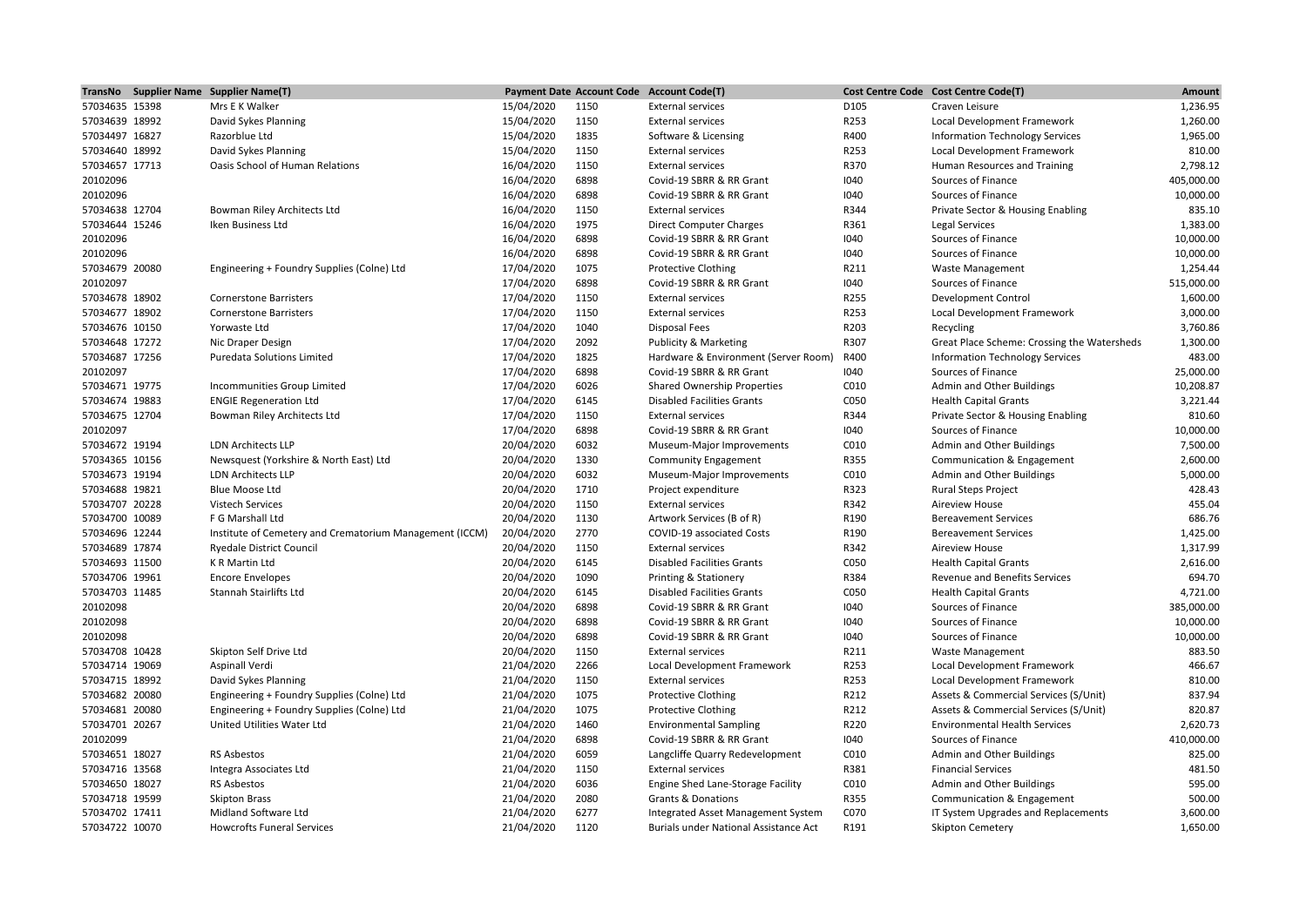| TransNo | Supplier Name | Supplier Name(T) | Payment Date | Account Code | Account Code(T) | Cost Centre Code | Cost Centre Code(T) | Amount |
|---|---|---|---|---|---|---|---|---|
| 57034635 | 15398 | Mrs E K Walker | 15/04/2020 | 1150 | External services | D105 | Craven Leisure | 1,236.95 |
| 57034639 | 18992 | David Sykes Planning | 15/04/2020 | 1150 | External services | R253 | Local Development Framework | 1,260.00 |
| 57034497 | 16827 | Razorblue Ltd | 15/04/2020 | 1835 | Software & Licensing | R400 | Information Technology Services | 1,965.00 |
| 57034640 | 18992 | David Sykes Planning | 15/04/2020 | 1150 | External services | R253 | Local Development Framework | 810.00 |
| 57034657 | 17713 | Oasis School of Human Relations | 16/04/2020 | 1150 | External services | R370 | Human Resources and Training | 2,798.12 |
| 20102096 | | | 16/04/2020 | 6898 | Covid-19 SBRR & RR Grant | I040 | Sources of Finance | 405,000.00 |
| 20102096 | | | 16/04/2020 | 6898 | Covid-19 SBRR & RR Grant | I040 | Sources of Finance | 10,000.00 |
| 57034638 | 12704 | Bowman Riley Architects Ltd | 16/04/2020 | 1150 | External services | R344 | Private Sector & Housing Enabling | 835.10 |
| 57034644 | 15246 | Iken Business Ltd | 16/04/2020 | 1975 | Direct Computer Charges | R361 | Legal Services | 1,383.00 |
| 20102096 | | | 16/04/2020 | 6898 | Covid-19 SBRR & RR Grant | I040 | Sources of Finance | 10,000.00 |
| 20102096 | | | 16/04/2020 | 6898 | Covid-19 SBRR & RR Grant | I040 | Sources of Finance | 10,000.00 |
| 57034679 | 20080 | Engineering + Foundry Supplies (Colne) Ltd | 17/04/2020 | 1075 | Protective Clothing | R211 | Waste Management | 1,254.44 |
| 20102097 | | | 17/04/2020 | 6898 | Covid-19 SBRR & RR Grant | I040 | Sources of Finance | 515,000.00 |
| 57034678 | 18902 | Cornerstone Barristers | 17/04/2020 | 1150 | External services | R255 | Development Control | 1,600.00 |
| 57034677 | 18902 | Cornerstone Barristers | 17/04/2020 | 1150 | External services | R253 | Local Development Framework | 3,000.00 |
| 57034676 | 10150 | Yorwaste Ltd | 17/04/2020 | 1040 | Disposal Fees | R203 | Recycling | 3,760.86 |
| 57034648 | 17272 | Nic Draper Design | 17/04/2020 | 2092 | Publicity & Marketing | R307 | Great Place Scheme: Crossing the Watersheds | 1,300.00 |
| 57034687 | 17256 | Puredata Solutions Limited | 17/04/2020 | 1825 | Hardware & Environment (Server Room) | R400 | Information Technology Services | 483.00 |
| 20102097 | | | 17/04/2020 | 6898 | Covid-19 SBRR & RR Grant | I040 | Sources of Finance | 25,000.00 |
| 57034671 | 19775 | Incommunities Group Limited | 17/04/2020 | 6026 | Shared Ownership Properties | C010 | Admin and Other Buildings | 10,208.87 |
| 57034674 | 19883 | ENGIE Regeneration Ltd | 17/04/2020 | 6145 | Disabled Facilities Grants | C050 | Health Capital Grants | 3,221.44 |
| 57034675 | 12704 | Bowman Riley Architects Ltd | 17/04/2020 | 1150 | External services | R344 | Private Sector & Housing Enabling | 810.60 |
| 20102097 | | | 17/04/2020 | 6898 | Covid-19 SBRR & RR Grant | I040 | Sources of Finance | 10,000.00 |
| 57034672 | 19194 | LDN Architects LLP | 20/04/2020 | 6032 | Museum-Major Improvements | C010 | Admin and Other Buildings | 7,500.00 |
| 57034365 | 10156 | Newsquest (Yorkshire & North East) Ltd | 20/04/2020 | 1330 | Community Engagement | R355 | Communication & Engagement | 2,600.00 |
| 57034673 | 19194 | LDN Architects LLP | 20/04/2020 | 6032 | Museum-Major Improvements | C010 | Admin and Other Buildings | 5,000.00 |
| 57034688 | 19821 | Blue Moose Ltd | 20/04/2020 | 1710 | Project expenditure | R323 | Rural Steps Project | 428.43 |
| 57034707 | 20228 | Vistech Services | 20/04/2020 | 1150 | External services | R342 | Aireview House | 455.04 |
| 57034700 | 10089 | F G Marshall Ltd | 20/04/2020 | 1130 | Artwork Services (B of R) | R190 | Bereavement Services | 686.76 |
| 57034696 | 12244 | Institute of Cemetery and Crematorium Management (ICCM) | 20/04/2020 | 2770 | COVID-19 associated Costs | R190 | Bereavement Services | 1,425.00 |
| 57034689 | 17874 | Ryedale District Council | 20/04/2020 | 1150 | External services | R342 | Aireview House | 1,317.99 |
| 57034693 | 11500 | K R Martin Ltd | 20/04/2020 | 6145 | Disabled Facilities Grants | C050 | Health Capital Grants | 2,616.00 |
| 57034706 | 19961 | Encore Envelopes | 20/04/2020 | 1090 | Printing & Stationery | R384 | Revenue and Benefits Services | 694.70 |
| 57034703 | 11485 | Stannah Stairlifts Ltd | 20/04/2020 | 6145 | Disabled Facilities Grants | C050 | Health Capital Grants | 4,721.00 |
| 20102098 | | | 20/04/2020 | 6898 | Covid-19 SBRR & RR Grant | I040 | Sources of Finance | 385,000.00 |
| 20102098 | | | 20/04/2020 | 6898 | Covid-19 SBRR & RR Grant | I040 | Sources of Finance | 10,000.00 |
| 20102098 | | | 20/04/2020 | 6898 | Covid-19 SBRR & RR Grant | I040 | Sources of Finance | 10,000.00 |
| 57034708 | 10428 | Skipton Self Drive Ltd | 20/04/2020 | 1150 | External services | R211 | Waste Management | 883.50 |
| 57034714 | 19069 | Aspinall Verdi | 21/04/2020 | 2266 | Local Development Framework | R253 | Local Development Framework | 466.67 |
| 57034715 | 18992 | David Sykes Planning | 21/04/2020 | 1150 | External services | R253 | Local Development Framework | 810.00 |
| 57034682 | 20080 | Engineering + Foundry Supplies (Colne) Ltd | 21/04/2020 | 1075 | Protective Clothing | R212 | Assets & Commercial Services (S/Unit) | 837.94 |
| 57034681 | 20080 | Engineering + Foundry Supplies (Colne) Ltd | 21/04/2020 | 1075 | Protective Clothing | R212 | Assets & Commercial Services (S/Unit) | 820.87 |
| 57034701 | 20267 | United Utilities Water Ltd | 21/04/2020 | 1460 | Environmental Sampling | R220 | Environmental Health Services | 2,620.73 |
| 20102099 | | | 21/04/2020 | 6898 | Covid-19 SBRR & RR Grant | I040 | Sources of Finance | 410,000.00 |
| 57034651 | 18027 | RS Asbestos | 21/04/2020 | 6059 | Langcliffe Quarry Redevelopment | C010 | Admin and Other Buildings | 825.00 |
| 57034716 | 13568 | Integra Associates Ltd | 21/04/2020 | 1150 | External services | R381 | Financial Services | 481.50 |
| 57034650 | 18027 | RS Asbestos | 21/04/2020 | 6036 | Engine Shed Lane-Storage Facility | C010 | Admin and Other Buildings | 595.00 |
| 57034718 | 19599 | Skipton Brass | 21/04/2020 | 2080 | Grants & Donations | R355 | Communication & Engagement | 500.00 |
| 57034702 | 17411 | Midland Software Ltd | 21/04/2020 | 6277 | Integrated Asset Management System | C070 | IT System Upgrades and Replacements | 3,600.00 |
| 57034722 | 10070 | Howcrofts Funeral Services | 21/04/2020 | 1120 | Burials under National Assistance Act | R191 | Skipton Cemetery | 1,650.00 |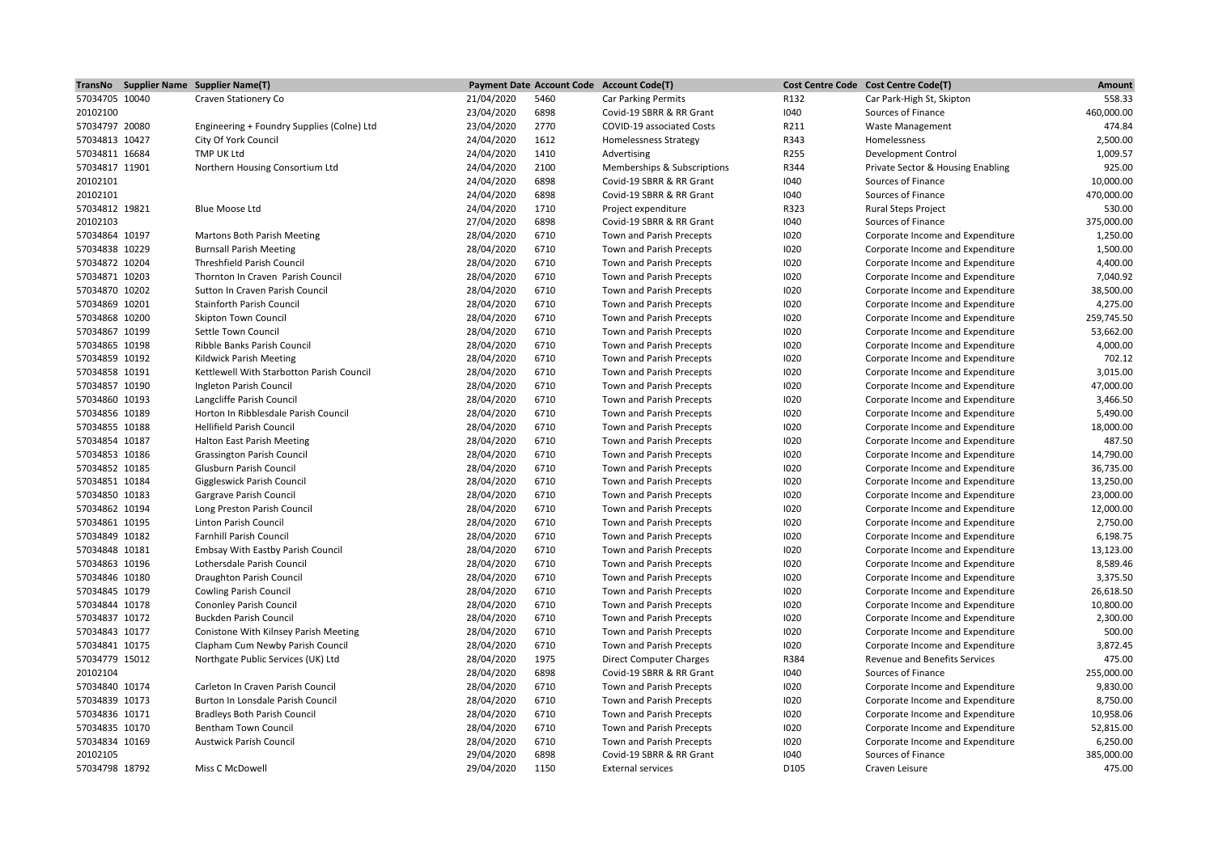| TransNo | Supplier Name | Supplier Name(T) | Payment Date | Account Code | Account Code(T) | Cost Centre Code | Cost Centre Code(T) | Amount |
|---|---|---|---|---|---|---|---|---|
| 57034705 | 10040 | Craven Stationery Co | 21/04/2020 | 5460 | Car Parking Permits | R132 | Car Park-High St, Skipton | 558.33 |
| 20102100 | | | 23/04/2020 | 6898 | Covid-19 SBRR & RR Grant | I040 | Sources of Finance | 460,000.00 |
| 57034797 | 20080 | Engineering + Foundry Supplies (Colne) Ltd | 23/04/2020 | 2770 | COVID-19 associated Costs | R211 | Waste Management | 474.84 |
| 57034813 | 10427 | City Of York Council | 24/04/2020 | 1612 | Homelessness Strategy | R343 | Homelessness | 2,500.00 |
| 57034811 | 16684 | TMP UK Ltd | 24/04/2020 | 1410 | Advertising | R255 | Development Control | 1,009.57 |
| 57034817 | 11901 | Northern Housing Consortium Ltd | 24/04/2020 | 2100 | Memberships & Subscriptions | R344 | Private Sector & Housing Enabling | 925.00 |
| 20102101 | | | 24/04/2020 | 6898 | Covid-19 SBRR & RR Grant | I040 | Sources of Finance | 10,000.00 |
| 20102101 | | | 24/04/2020 | 6898 | Covid-19 SBRR & RR Grant | I040 | Sources of Finance | 470,000.00 |
| 57034812 | 19821 | Blue Moose Ltd | 24/04/2020 | 1710 | Project expenditure | R323 | Rural Steps Project | 530.00 |
| 20102103 | | | 27/04/2020 | 6898 | Covid-19 SBRR & RR Grant | I040 | Sources of Finance | 375,000.00 |
| 57034864 | 10197 | Martons Both Parish Meeting | 28/04/2020 | 6710 | Town and Parish Precepts | I020 | Corporate Income and Expenditure | 1,250.00 |
| 57034838 | 10229 | Burnsall Parish Meeting | 28/04/2020 | 6710 | Town and Parish Precepts | I020 | Corporate Income and Expenditure | 1,500.00 |
| 57034872 | 10204 | Threshfield Parish Council | 28/04/2020 | 6710 | Town and Parish Precepts | I020 | Corporate Income and Expenditure | 4,400.00 |
| 57034871 | 10203 | Thornton In Craven Parish Council | 28/04/2020 | 6710 | Town and Parish Precepts | I020 | Corporate Income and Expenditure | 7,040.92 |
| 57034870 | 10202 | Sutton In Craven Parish Council | 28/04/2020 | 6710 | Town and Parish Precepts | I020 | Corporate Income and Expenditure | 38,500.00 |
| 57034869 | 10201 | Stainforth Parish Council | 28/04/2020 | 6710 | Town and Parish Precepts | I020 | Corporate Income and Expenditure | 4,275.00 |
| 57034868 | 10200 | Skipton Town Council | 28/04/2020 | 6710 | Town and Parish Precepts | I020 | Corporate Income and Expenditure | 259,745.50 |
| 57034867 | 10199 | Settle Town Council | 28/04/2020 | 6710 | Town and Parish Precepts | I020 | Corporate Income and Expenditure | 53,662.00 |
| 57034865 | 10198 | Ribble Banks Parish Council | 28/04/2020 | 6710 | Town and Parish Precepts | I020 | Corporate Income and Expenditure | 4,000.00 |
| 57034859 | 10192 | Kildwick Parish Meeting | 28/04/2020 | 6710 | Town and Parish Precepts | I020 | Corporate Income and Expenditure | 702.12 |
| 57034858 | 10191 | Kettlewell With Starbotton Parish Council | 28/04/2020 | 6710 | Town and Parish Precepts | I020 | Corporate Income and Expenditure | 3,015.00 |
| 57034857 | 10190 | Ingleton Parish Council | 28/04/2020 | 6710 | Town and Parish Precepts | I020 | Corporate Income and Expenditure | 47,000.00 |
| 57034860 | 10193 | Langcliffe Parish Council | 28/04/2020 | 6710 | Town and Parish Precepts | I020 | Corporate Income and Expenditure | 3,466.50 |
| 57034856 | 10189 | Horton In Ribblesdale Parish Council | 28/04/2020 | 6710 | Town and Parish Precepts | I020 | Corporate Income and Expenditure | 5,490.00 |
| 57034855 | 10188 | Hellifield Parish Council | 28/04/2020 | 6710 | Town and Parish Precepts | I020 | Corporate Income and Expenditure | 18,000.00 |
| 57034854 | 10187 | Halton East Parish Meeting | 28/04/2020 | 6710 | Town and Parish Precepts | I020 | Corporate Income and Expenditure | 487.50 |
| 57034853 | 10186 | Grassington Parish Council | 28/04/2020 | 6710 | Town and Parish Precepts | I020 | Corporate Income and Expenditure | 14,790.00 |
| 57034852 | 10185 | Glusburn Parish Council | 28/04/2020 | 6710 | Town and Parish Precepts | I020 | Corporate Income and Expenditure | 36,735.00 |
| 57034851 | 10184 | Giggleswick Parish Council | 28/04/2020 | 6710 | Town and Parish Precepts | I020 | Corporate Income and Expenditure | 13,250.00 |
| 57034850 | 10183 | Gargrave Parish Council | 28/04/2020 | 6710 | Town and Parish Precepts | I020 | Corporate Income and Expenditure | 23,000.00 |
| 57034862 | 10194 | Long Preston Parish Council | 28/04/2020 | 6710 | Town and Parish Precepts | I020 | Corporate Income and Expenditure | 12,000.00 |
| 57034861 | 10195 | Linton Parish Council | 28/04/2020 | 6710 | Town and Parish Precepts | I020 | Corporate Income and Expenditure | 2,750.00 |
| 57034849 | 10182 | Farnhill Parish Council | 28/04/2020 | 6710 | Town and Parish Precepts | I020 | Corporate Income and Expenditure | 6,198.75 |
| 57034848 | 10181 | Embsay With Eastby Parish Council | 28/04/2020 | 6710 | Town and Parish Precepts | I020 | Corporate Income and Expenditure | 13,123.00 |
| 57034863 | 10196 | Lothersdale Parish Council | 28/04/2020 | 6710 | Town and Parish Precepts | I020 | Corporate Income and Expenditure | 8,589.46 |
| 57034846 | 10180 | Draughton Parish Council | 28/04/2020 | 6710 | Town and Parish Precepts | I020 | Corporate Income and Expenditure | 3,375.50 |
| 57034845 | 10179 | Cowling Parish Council | 28/04/2020 | 6710 | Town and Parish Precepts | I020 | Corporate Income and Expenditure | 26,618.50 |
| 57034844 | 10178 | Cononley Parish Council | 28/04/2020 | 6710 | Town and Parish Precepts | I020 | Corporate Income and Expenditure | 10,800.00 |
| 57034837 | 10172 | Buckden Parish Council | 28/04/2020 | 6710 | Town and Parish Precepts | I020 | Corporate Income and Expenditure | 2,300.00 |
| 57034843 | 10177 | Conistone With Kilnsey Parish Meeting | 28/04/2020 | 6710 | Town and Parish Precepts | I020 | Corporate Income and Expenditure | 500.00 |
| 57034841 | 10175 | Clapham Cum Newby Parish Council | 28/04/2020 | 6710 | Town and Parish Precepts | I020 | Corporate Income and Expenditure | 3,872.45 |
| 57034779 | 15012 | Northgate Public Services (UK) Ltd | 28/04/2020 | 1975 | Direct Computer Charges | R384 | Revenue and Benefits Services | 475.00 |
| 20102104 | | | 28/04/2020 | 6898 | Covid-19 SBRR & RR Grant | I040 | Sources of Finance | 255,000.00 |
| 57034840 | 10174 | Carleton In Craven Parish Council | 28/04/2020 | 6710 | Town and Parish Precepts | I020 | Corporate Income and Expenditure | 9,830.00 |
| 57034839 | 10173 | Burton In Lonsdale Parish Council | 28/04/2020 | 6710 | Town and Parish Precepts | I020 | Corporate Income and Expenditure | 8,750.00 |
| 57034836 | 10171 | Bradleys Both Parish Council | 28/04/2020 | 6710 | Town and Parish Precepts | I020 | Corporate Income and Expenditure | 10,958.06 |
| 57034835 | 10170 | Bentham Town Council | 28/04/2020 | 6710 | Town and Parish Precepts | I020 | Corporate Income and Expenditure | 52,815.00 |
| 57034834 | 10169 | Austwick Parish Council | 28/04/2020 | 6710 | Town and Parish Precepts | I020 | Corporate Income and Expenditure | 6,250.00 |
| 20102105 | | | 29/04/2020 | 6898 | Covid-19 SBRR & RR Grant | I040 | Sources of Finance | 385,000.00 |
| 57034798 | 18792 | Miss C McDowell | 29/04/2020 | 1150 | External services | D105 | Craven Leisure | 475.00 |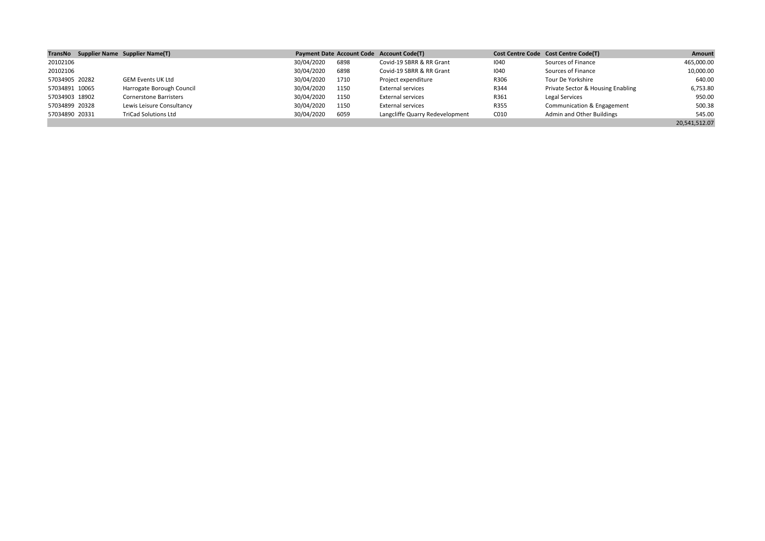| TransNo | Supplier Name | Supplier Name(T) | Payment Date | Account Code | Account Code(T) | Cost Centre Code | Cost Centre Code(T) | Amount |
|---|---|---|---|---|---|---|---|---|
| 20102106 | | | 30/04/2020 | 6898 | Covid-19 SBRR & RR Grant | I040 | Sources of Finance | 465,000.00 |
| 20102106 | | | 30/04/2020 | 6898 | Covid-19 SBRR & RR Grant | I040 | Sources of Finance | 10,000.00 |
| 57034905 | 20282 | GEM Events UK Ltd | 30/04/2020 | 1710 | Project expenditure | R306 | Tour De Yorkshire | 640.00 |
| 57034891 | 10065 | Harrogate Borough Council | 30/04/2020 | 1150 | External services | R344 | Private Sector & Housing Enabling | 6,753.80 |
| 57034903 | 18902 | Cornerstone Barristers | 30/04/2020 | 1150 | External services | R361 | Legal Services | 950.00 |
| 57034899 | 20328 | Lewis Leisure Consultancy | 30/04/2020 | 1150 | External services | R355 | Communication & Engagement | 500.38 |
| 57034890 | 20331 | TriCad Solutions Ltd | 30/04/2020 | 6059 | Langcliffe Quarry Redevelopment | C010 | Admin and Other Buildings | 545.00 |
| | | | | | | | | 20,541,512.07 |